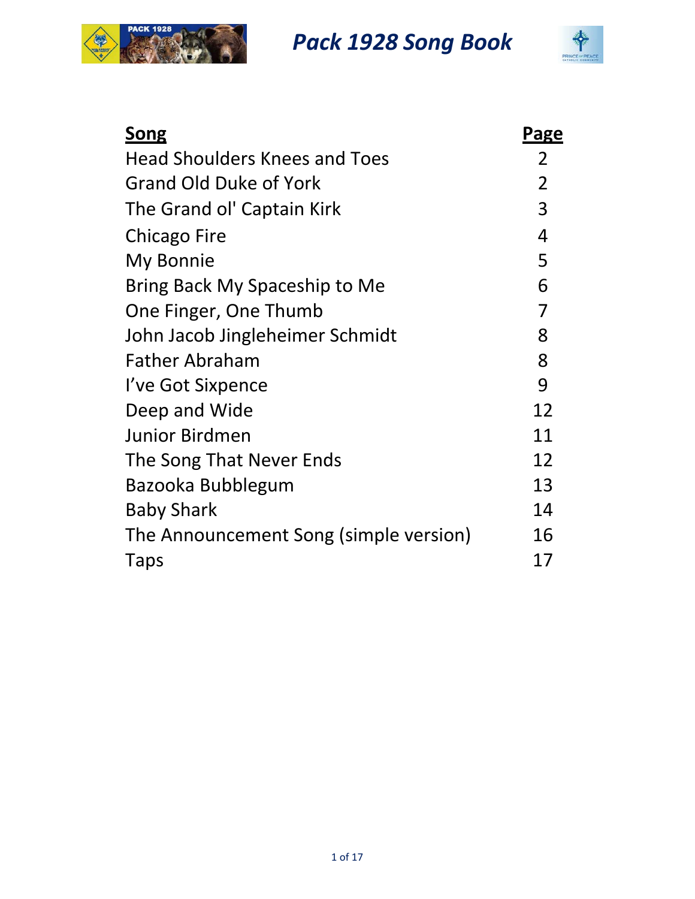# Pack 1928 Song Book

| Song | Page |
|---|---|
| Head Shoulders Knees and Toes | 2 |
| Grand Old Duke of York | 2 |
| The Grand ol' Captain Kirk | 3 |
| Chicago Fire | 4 |
| My Bonnie | 5 |
| Bring Back My Spaceship to Me | 6 |
| One Finger, One Thumb | 7 |
| John Jacob Jingleheimer Schmidt | 8 |
| Father Abraham | 8 |
| I've Got Sixpence | 9 |
| Deep and Wide | 12 |
| Junior Birdmen | 11 |
| The Song That Never Ends | 12 |
| Bazooka Bubblegum | 13 |
| Baby Shark | 14 |
| The Announcement Song (simple version) | 16 |
| Taps | 17 |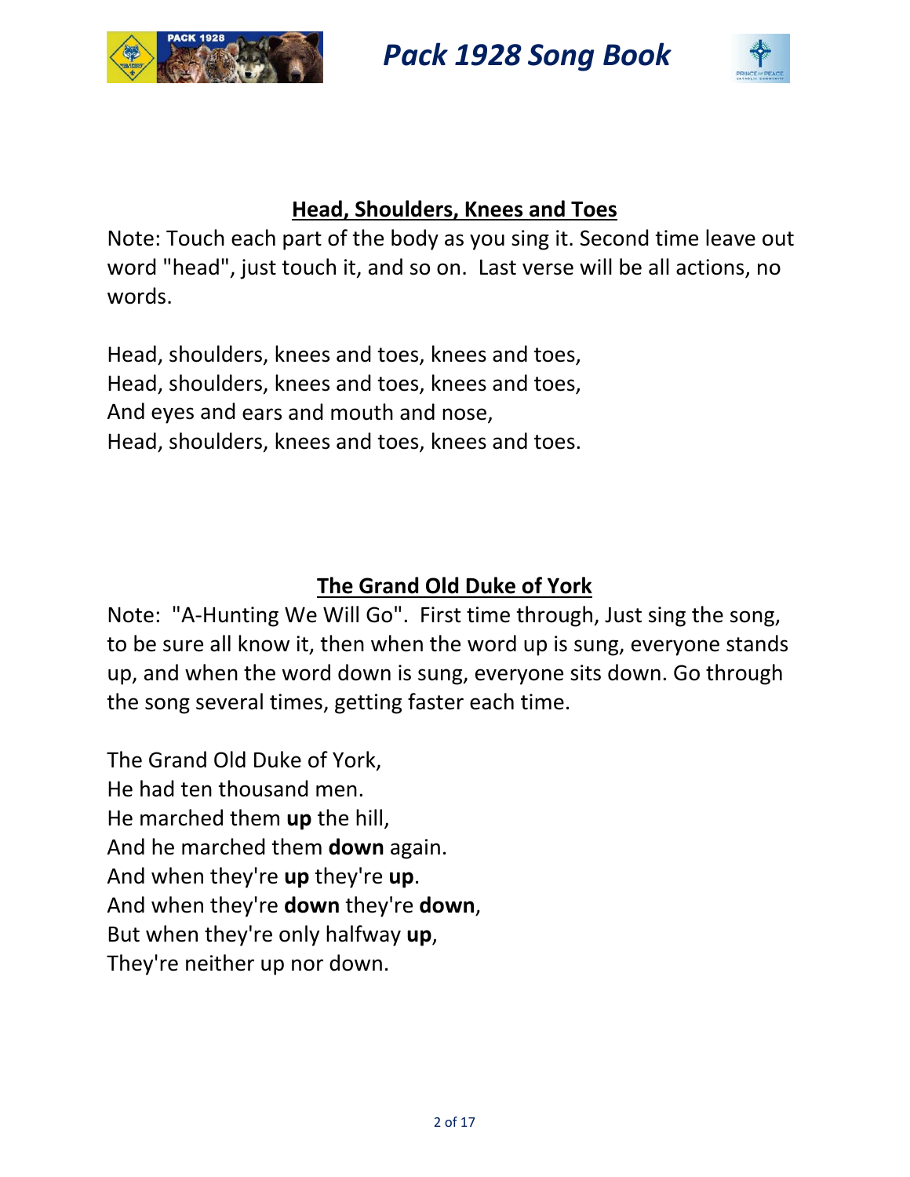## Head, Shoulders, Knees and Toes

Note: Touch each part of the body as you sing it. Second time leave out word "head", just touch it, and so on.  Last verse will be all actions, no words.

Head, shoulders, knees and toes, knees and toes,
Head, shoulders, knees and toes, knees and toes,
And eyes and ears and mouth and nose,
Head, shoulders, knees and toes, knees and toes.

## The Grand Old Duke of York

Note:  "A-Hunting We Will Go".  First time through, Just sing the song, to be sure all know it, then when the word up is sung, everyone stands up, and when the word down is sung, everyone sits down. Go through the song several times, getting faster each time.

The Grand Old Duke of York,
He had ten thousand men.
He marched them **up** the hill,
And he marched them **down** again.
And when they're **up** they're **up**.
And when they're **down** they're **down**,
But when they're only halfway **up**,
They're neither up nor down.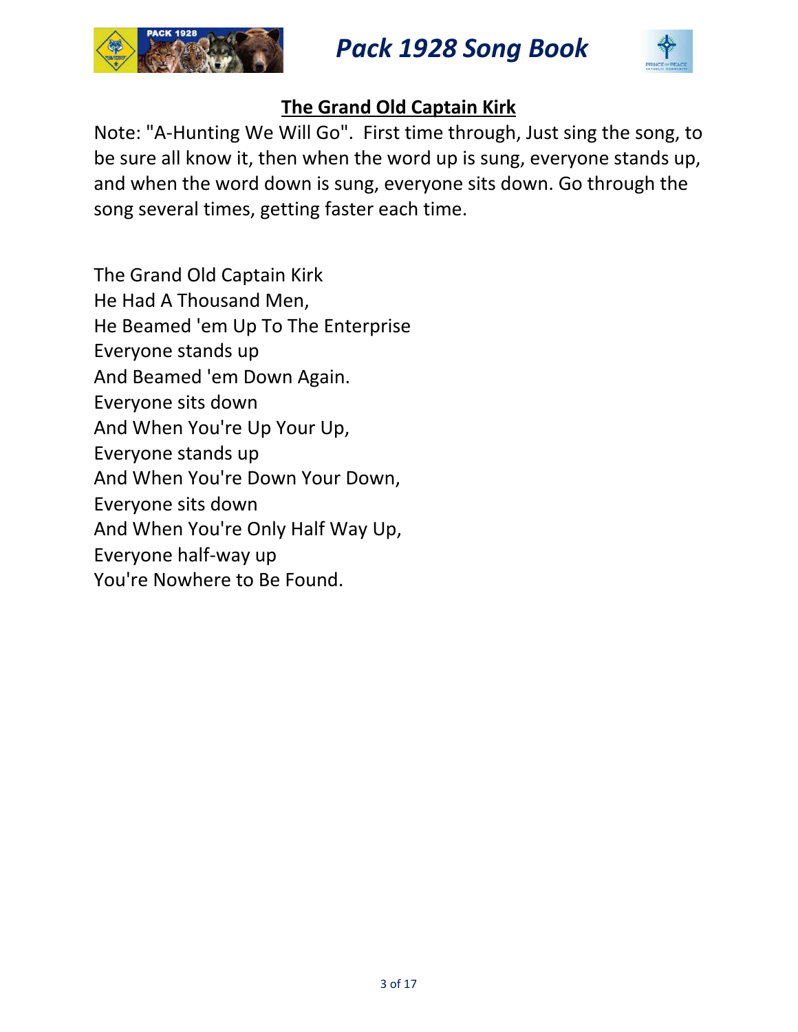## The Grand Old Captain Kirk

Note: "A-Hunting We Will Go". First time through, Just sing the song, to be sure all know it, then when the word up is sung, everyone stands up, and when the word down is sung, everyone sits down. Go through the song several times, getting faster each time.

The Grand Old Captain Kirk
He Had A Thousand Men,
He Beamed 'em Up To The Enterprise
Everyone stands up
And Beamed 'em Down Again.
Everyone sits down
And When You're Up Your Up,
Everyone stands up
And When You're Down Your Down,
Everyone sits down
And When You're Only Half Way Up,
Everyone half-way up
You're Nowhere to Be Found.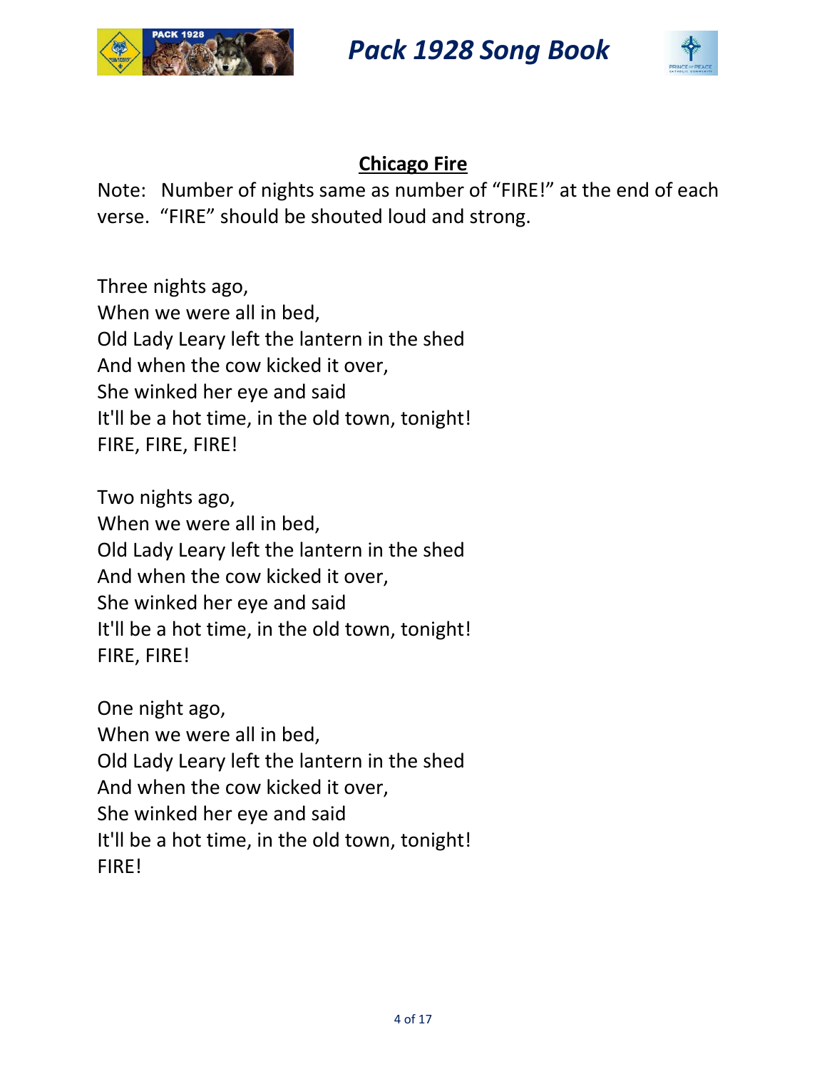## Chicago Fire

Note: Number of nights same as number of “FIRE!” at the end of each verse. “FIRE” should be shouted loud and strong.

Three nights ago,
When we were all in bed,
Old Lady Leary left the lantern in the shed
And when the cow kicked it over,
She winked her eye and said
It'll be a hot time, in the old town, tonight!
FIRE, FIRE, FIRE!

Two nights ago,
When we were all in bed,
Old Lady Leary left the lantern in the shed
And when the cow kicked it over,
She winked her eye and said
It'll be a hot time, in the old town, tonight!
FIRE, FIRE!

One night ago,
When we were all in bed,
Old Lady Leary left the lantern in the shed
And when the cow kicked it over,
She winked her eye and said
It'll be a hot time, in the old town, tonight!
FIRE!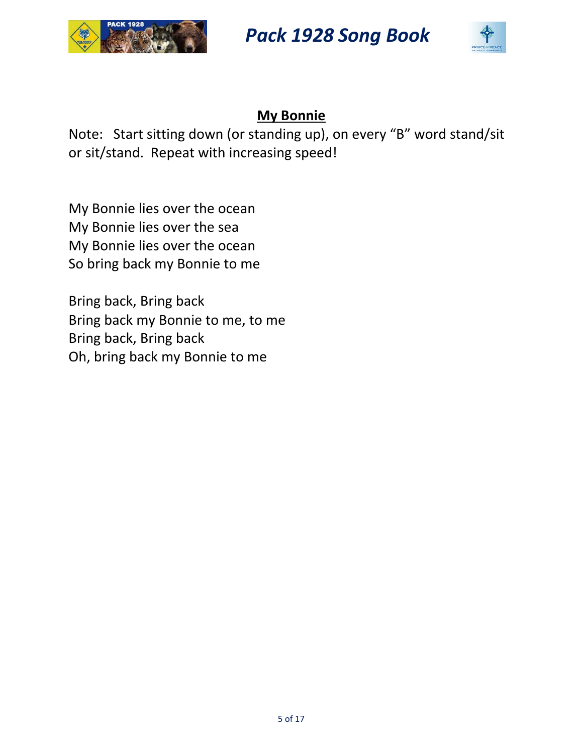## My Bonnie

Note: Start sitting down (or standing up), on every "B" word stand/sit or sit/stand. Repeat with increasing speed!

My Bonnie lies over the ocean
My Bonnie lies over the sea
My Bonnie lies over the ocean
So bring back my Bonnie to me

Bring back, Bring back
Bring back my Bonnie to me, to me
Bring back, Bring back
Oh, bring back my Bonnie to me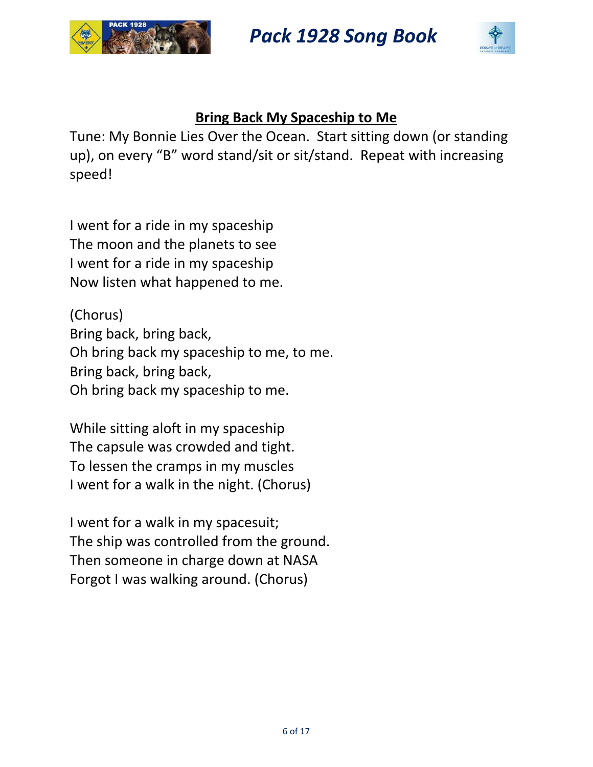## Bring Back My Spaceship to Me

Tune: My Bonnie Lies Over the Ocean. Start sitting down (or standing up), on every "B" word stand/sit or sit/stand. Repeat with increasing speed!

I went for a ride in my spaceship
The moon and the planets to see
I went for a ride in my spaceship
Now listen what happened to me.

(Chorus)
Bring back, bring back,
Oh bring back my spaceship to me, to me.
Bring back, bring back,
Oh bring back my spaceship to me.

While sitting aloft in my spaceship
The capsule was crowded and tight.
To lessen the cramps in my muscles
I went for a walk in the night. (Chorus)

I went for a walk in my spacesuit;
The ship was controlled from the ground.
Then someone in charge down at NASA
Forgot I was walking around. (Chorus)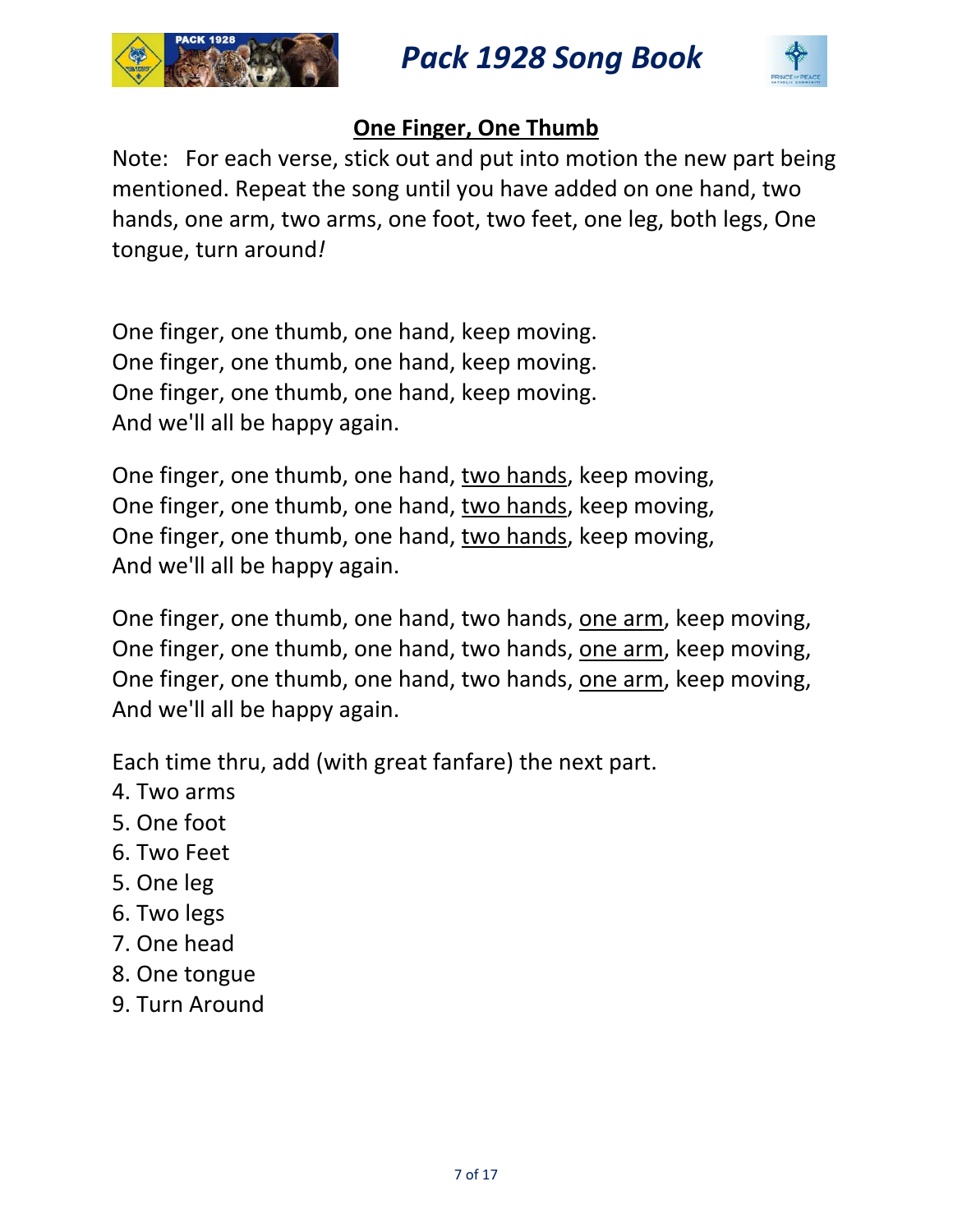## <u>One Finger, One Thumb</u>

Note: For each verse, stick out and put into motion the new part being mentioned. Repeat the song until you have added on one hand, two hands, one arm, two arms, one foot, two feet, one leg, both legs, One tongue, turn around*!*

One finger, one thumb, one hand, keep moving.
One finger, one thumb, one hand, keep moving.
One finger, one thumb, one hand, keep moving.
And we'll all be happy again.

One finger, one thumb, one hand, <u>two hands</u>, keep moving,
One finger, one thumb, one hand, <u>two hands</u>, keep moving,
One finger, one thumb, one hand, <u>two hands</u>, keep moving,
And we'll all be happy again.

One finger, one thumb, one hand, two hands, <u>one arm</u>, keep moving,
One finger, one thumb, one hand, two hands, <u>one arm</u>, keep moving,
One finger, one thumb, one hand, two hands, <u>one arm</u>, keep moving,
And we'll all be happy again.

Each time thru, add (with great fanfare) the next part.

4. Two arms
5. One foot
6. Two Feet
5. One leg
6. Two legs
7. One head
8. One tongue
9. Turn Around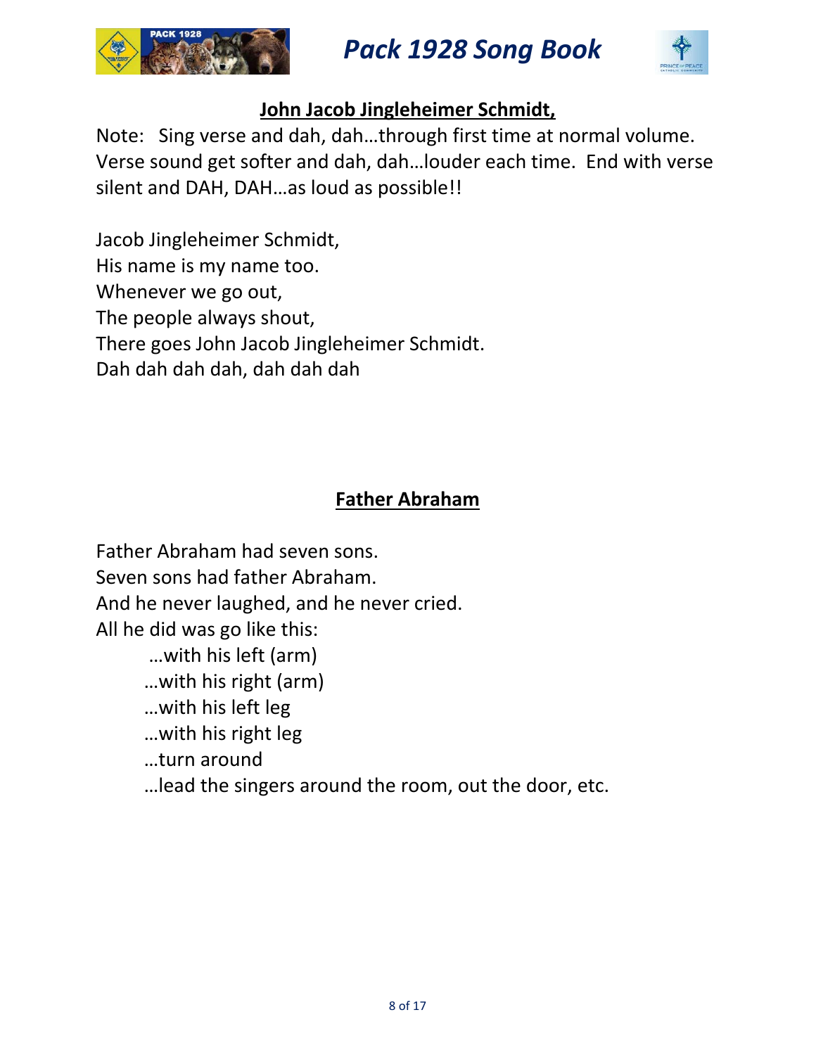## John Jacob Jingleheimer Schmidt,

Note: Sing verse and dah, dah…through first time at normal volume. Verse sound get softer and dah, dah…louder each time. End with verse silent and DAH, DAH…as loud as possible!!

Jacob Jingleheimer Schmidt,
His name is my name too.
Whenever we go out,
The people always shout,
There goes John Jacob Jingleheimer Schmidt.
Dah dah dah dah, dah dah dah

## Father Abraham

Father Abraham had seven sons.
Seven sons had father Abraham.
And he never laughed, and he never cried.
All he did was go like this:

…with his left (arm)
…with his right (arm)
…with his left leg
…with his right leg
…turn around
…lead the singers around the room, out the door, etc.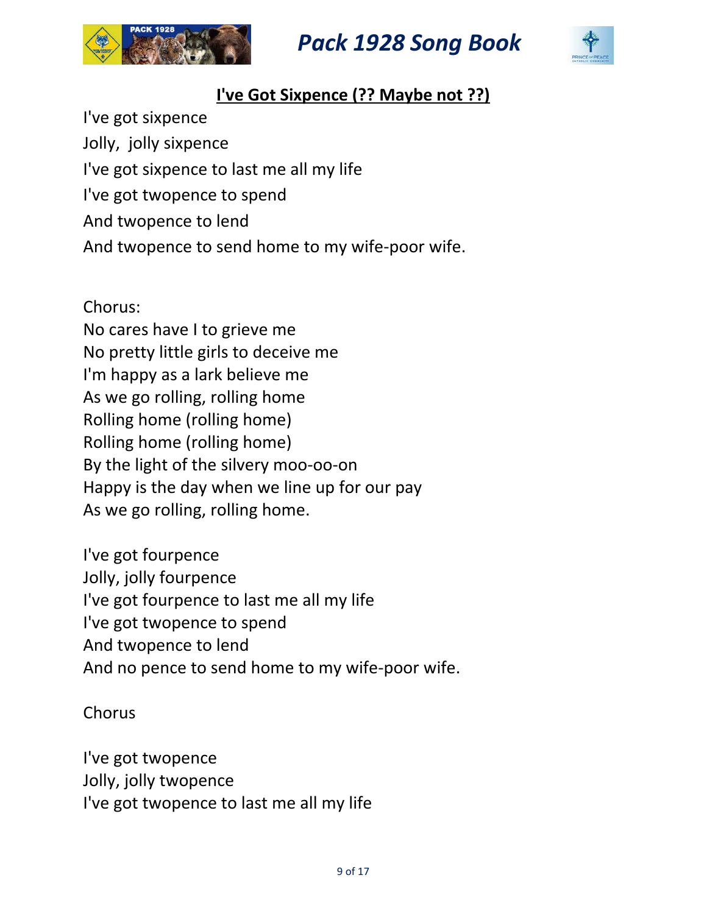## I've Got Sixpence (?? Maybe not ??)

I've got sixpence
Jolly, jolly sixpence
I've got sixpence to last me all my life
I've got twopence to spend
And twopence to lend
And twopence to send home to my wife-poor wife.

Chorus:
No cares have I to grieve me
No pretty little girls to deceive me
I'm happy as a lark believe me
As we go rolling, rolling home
Rolling home (rolling home)
Rolling home (rolling home)
By the light of the silvery moo-oo-on
Happy is the day when we line up for our pay
As we go rolling, rolling home.

I've got fourpence
Jolly, jolly fourpence
I've got fourpence to last me all my life
I've got twopence to spend
And twopence to lend
And no pence to send home to my wife-poor wife.

Chorus

I've got twopence
Jolly, jolly twopence
I've got twopence to last me all my life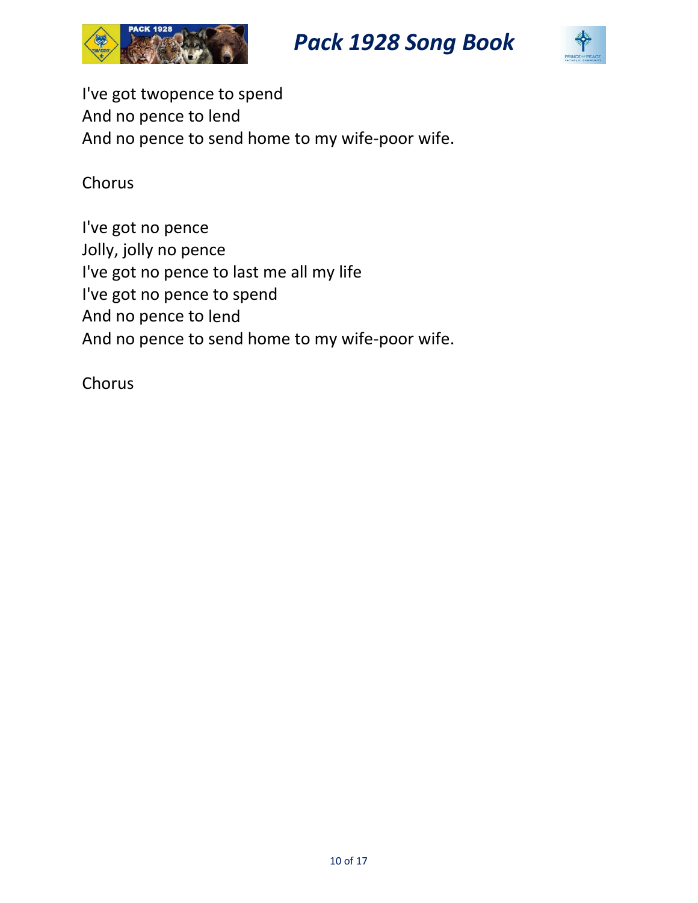I've got twopence to spend
And no pence to lend
And no pence to send home to my wife-poor wife.

Chorus

I've got no pence
Jolly, jolly no pence
I've got no pence to last me all my life
I've got no pence to spend
And no pence to lend
And no pence to send home to my wife-poor wife.

Chorus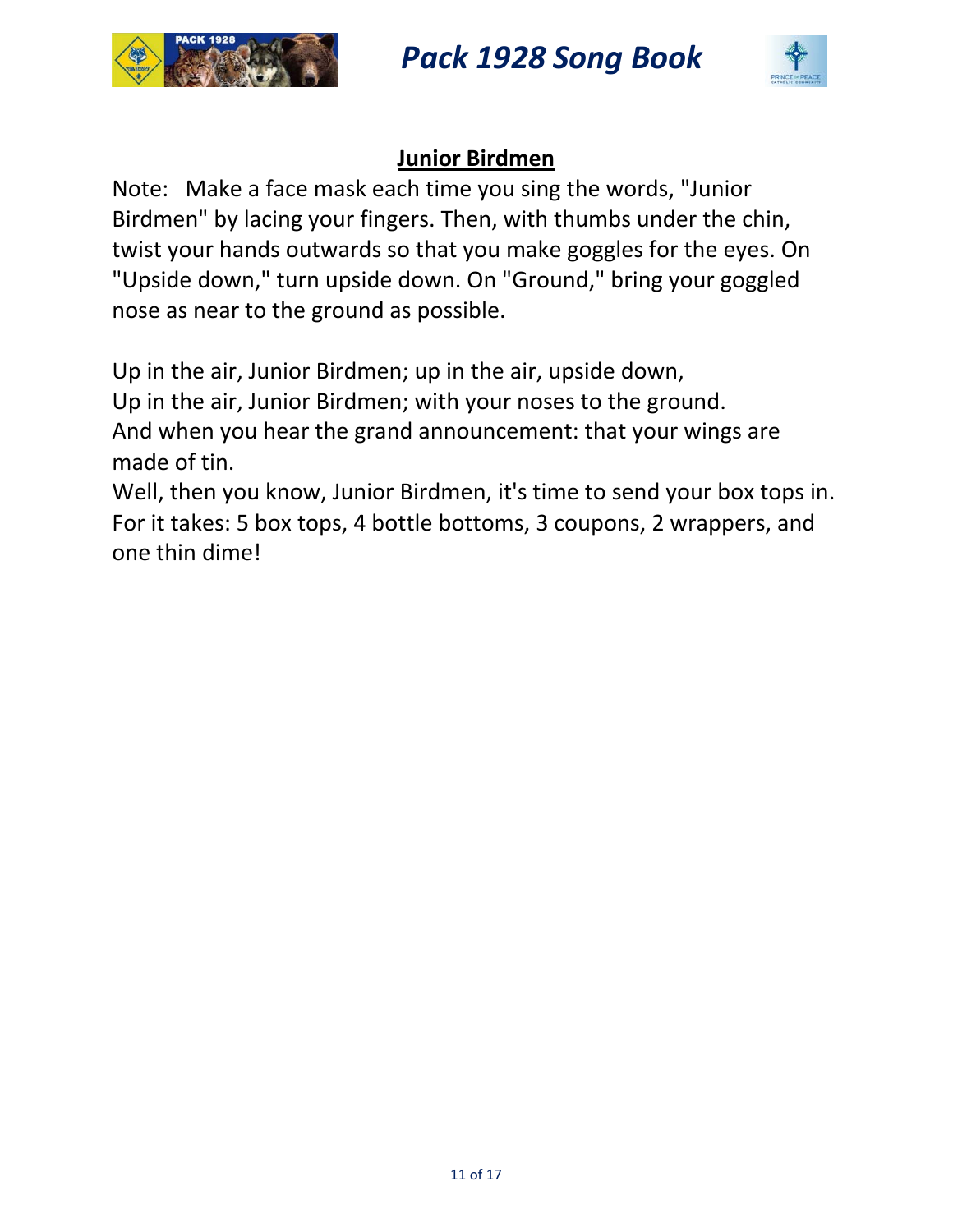## Junior Birdmen

Note: Make a face mask each time you sing the words, "Junior Birdmen" by lacing your fingers. Then, with thumbs under the chin, twist your hands outwards so that you make goggles for the eyes. On "Upside down," turn upside down. On "Ground," bring your goggled nose as near to the ground as possible.

Up in the air, Junior Birdmen; up in the air, upside down,
Up in the air, Junior Birdmen; with your noses to the ground.
And when you hear the grand announcement: that your wings are made of tin.
Well, then you know, Junior Birdmen, it's time to send your box tops in.
For it takes: 5 box tops, 4 bottle bottoms, 3 coupons, 2 wrappers, and one thin dime!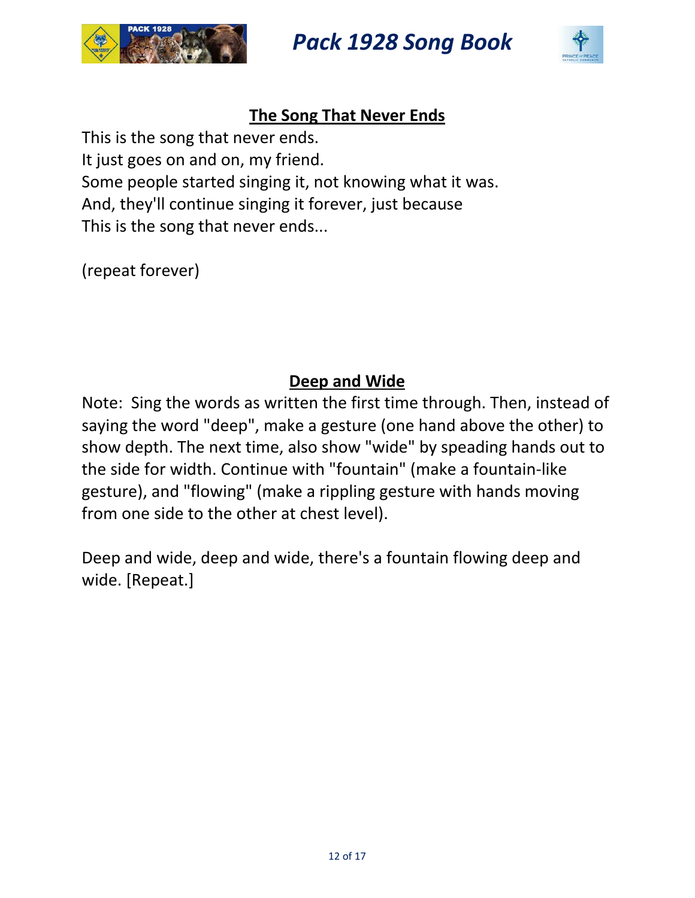## The Song That Never Ends

This is the song that never ends.
It just goes on and on, my friend.
Some people started singing it, not knowing what it was.
And, they'll continue singing it forever, just because
This is the song that never ends...

(repeat forever)

## Deep and Wide

Note: Sing the words as written the first time through. Then, instead of saying the word "deep", make a gesture (one hand above the other) to show depth. The next time, also show "wide" by speading hands out to the side for width. Continue with "fountain" (make a fountain-like gesture), and "flowing" (make a rippling gesture with hands moving from one side to the other at chest level).

Deep and wide, deep and wide, there's a fountain flowing deep and wide. [Repeat.]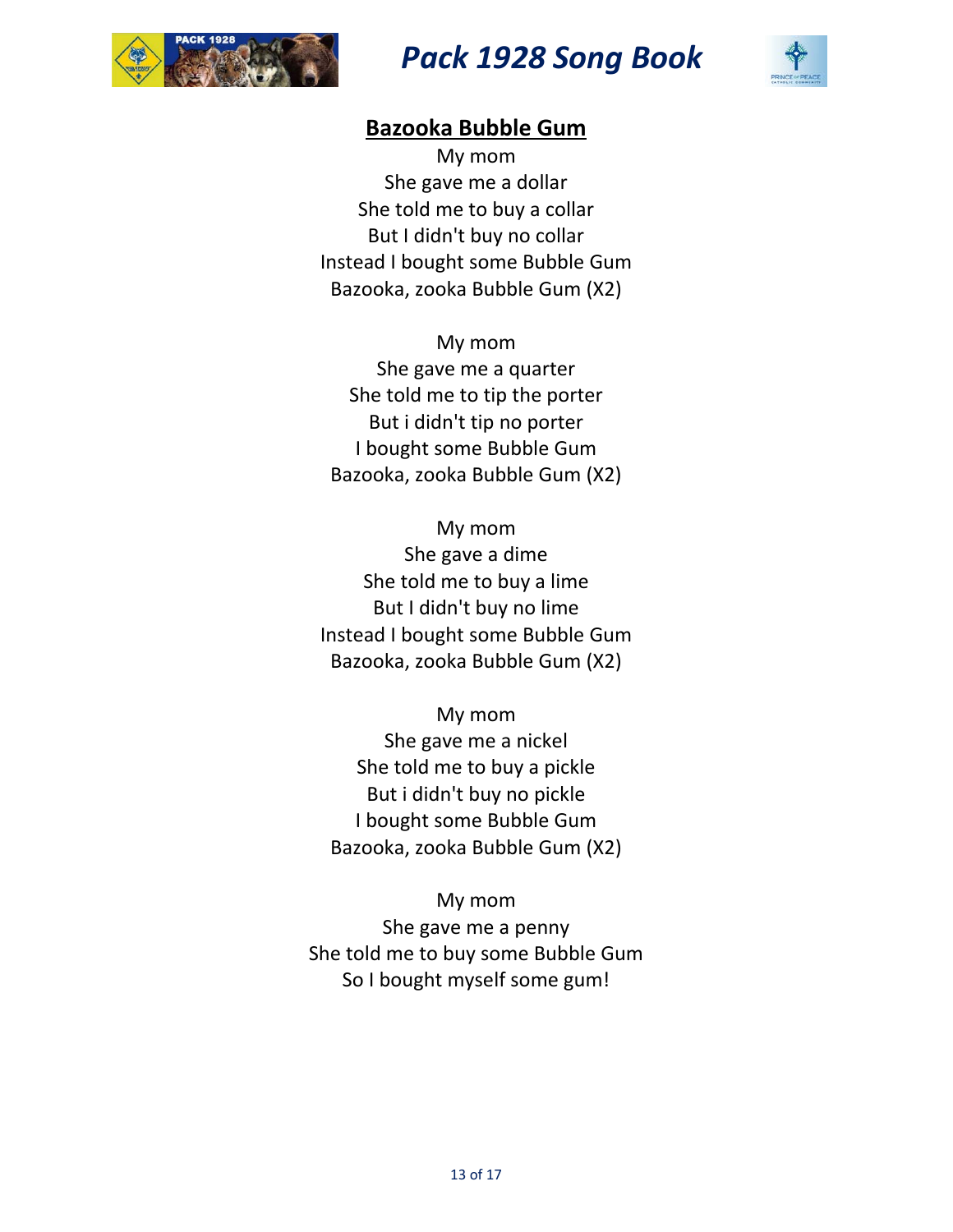## Bazooka Bubble Gum

My mom  
She gave me a dollar  
She told me to buy a collar  
But I didn't buy no collar  
Instead I bought some Bubble Gum  
Bazooka, zooka Bubble Gum (X2)

My mom  
She gave me a quarter  
She told me to tip the porter  
But i didn't tip no porter  
I bought some Bubble Gum  
Bazooka, zooka Bubble Gum (X2)

My mom  
She gave a dime  
She told me to buy a lime  
But I didn't buy no lime  
Instead I bought some Bubble Gum  
Bazooka, zooka Bubble Gum (X2)

My mom  
She gave me a nickel  
She told me to buy a pickle  
But i didn't buy no pickle  
I bought some Bubble Gum  
Bazooka, zooka Bubble Gum (X2)

My mom  
She gave me a penny  
She told me to buy some Bubble Gum  
So I bought myself some gum!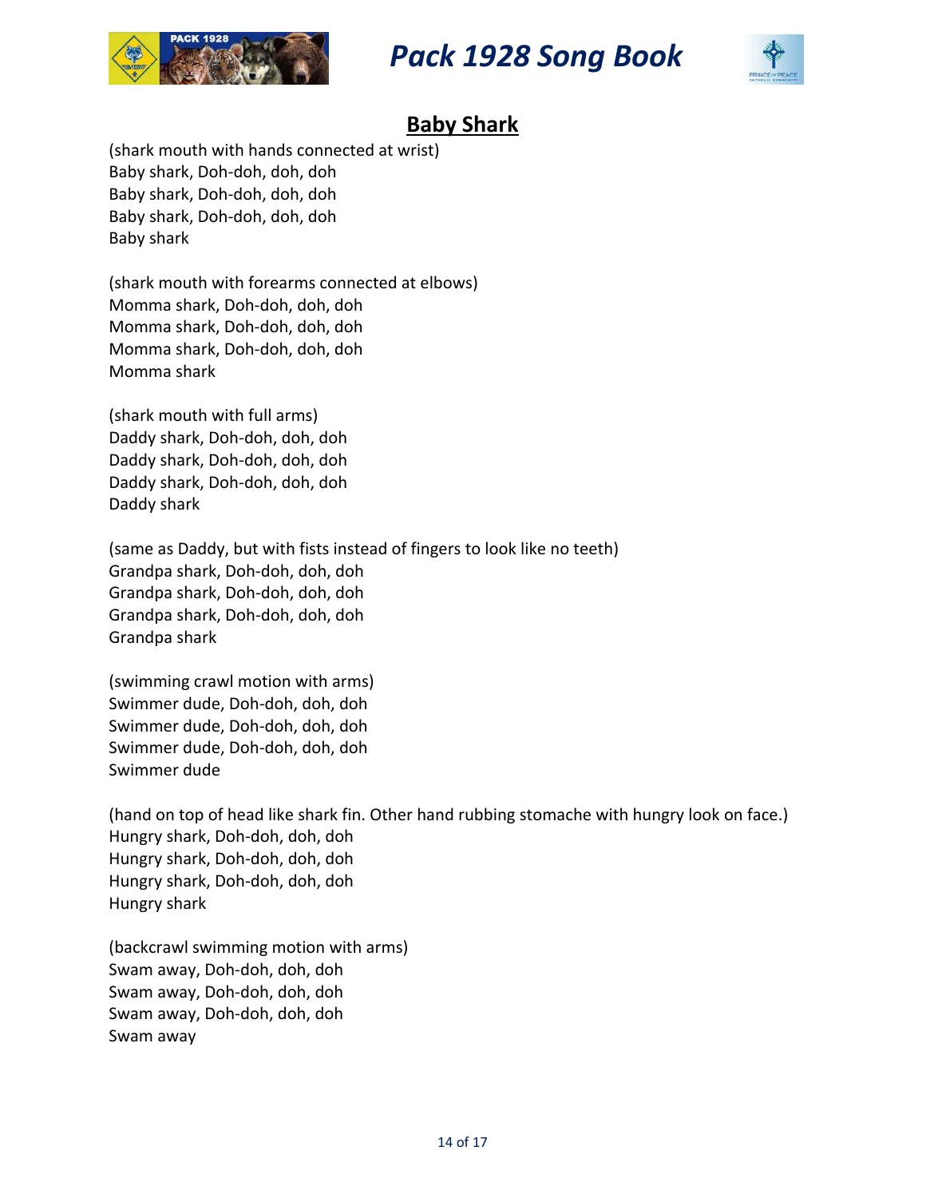## Baby Shark

(shark mouth with hands connected at wrist)
Baby shark, Doh-doh, doh, doh
Baby shark, Doh-doh, doh, doh
Baby shark, Doh-doh, doh, doh
Baby shark

(shark mouth with forearms connected at elbows)
Momma shark, Doh-doh, doh, doh
Momma shark, Doh-doh, doh, doh
Momma shark, Doh-doh, doh, doh
Momma shark

(shark mouth with full arms)
Daddy shark, Doh-doh, doh, doh
Daddy shark, Doh-doh, doh, doh
Daddy shark, Doh-doh, doh, doh
Daddy shark

(same as Daddy, but with fists instead of fingers to look like no teeth)
Grandpa shark, Doh-doh, doh, doh
Grandpa shark, Doh-doh, doh, doh
Grandpa shark, Doh-doh, doh, doh
Grandpa shark

(swimming crawl motion with arms)
Swimmer dude, Doh-doh, doh, doh
Swimmer dude, Doh-doh, doh, doh
Swimmer dude, Doh-doh, doh, doh
Swimmer dude

(hand on top of head like shark fin. Other hand rubbing stomache with hungry look on face.)
Hungry shark, Doh-doh, doh, doh
Hungry shark, Doh-doh, doh, doh
Hungry shark, Doh-doh, doh, doh
Hungry shark

(backcrawl swimming motion with arms)
Swam away, Doh-doh, doh, doh
Swam away, Doh-doh, doh, doh
Swam away, Doh-doh, doh, doh
Swam away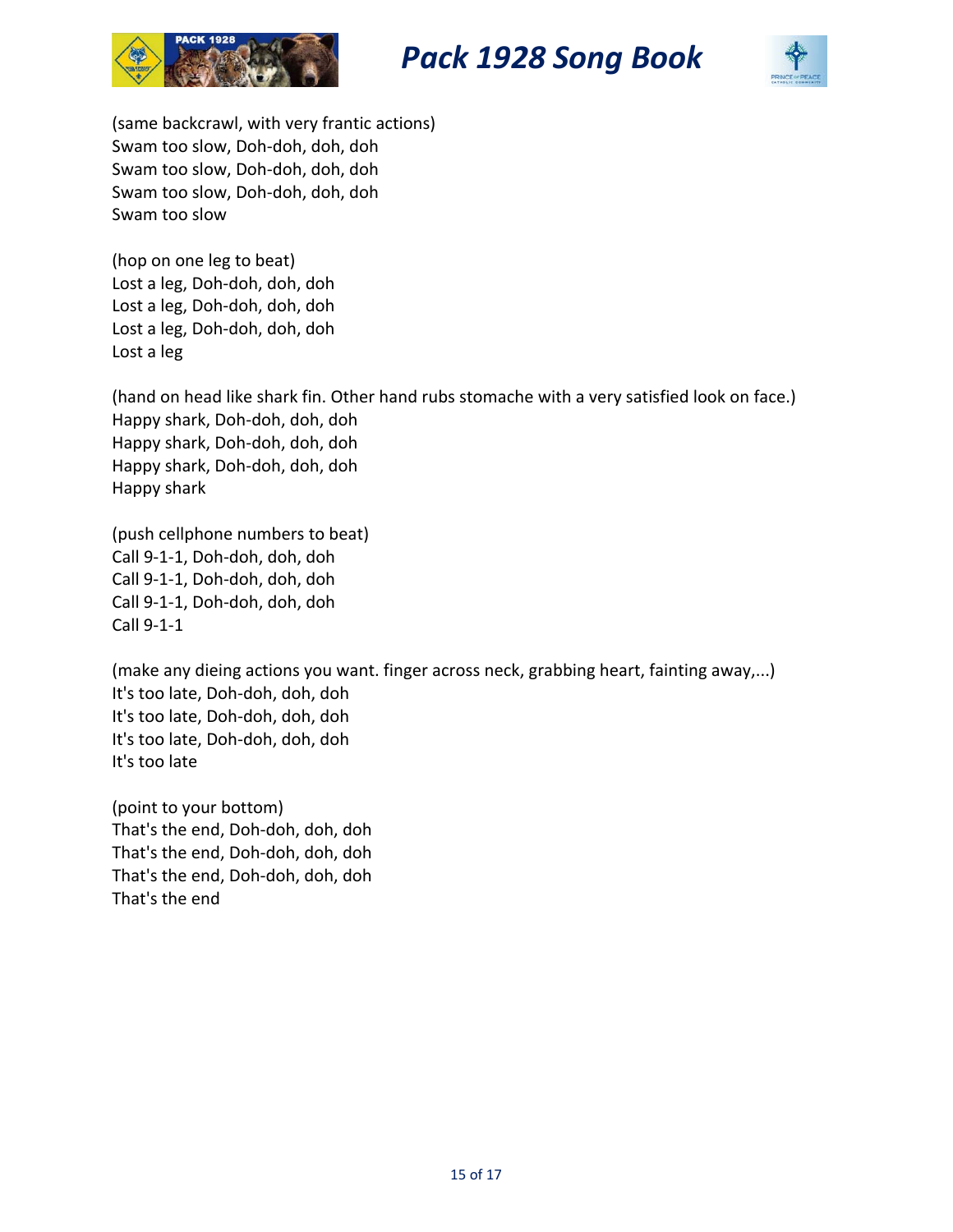(same backcrawl, with very frantic actions)
Swam too slow, Doh-doh, doh, doh
Swam too slow, Doh-doh, doh, doh
Swam too slow, Doh-doh, doh, doh
Swam too slow

(hop on one leg to beat)
Lost a leg, Doh-doh, doh, doh
Lost a leg, Doh-doh, doh, doh
Lost a leg, Doh-doh, doh, doh
Lost a leg

(hand on head like shark fin. Other hand rubs stomache with a very satisfied look on face.)
Happy shark, Doh-doh, doh, doh
Happy shark, Doh-doh, doh, doh
Happy shark, Doh-doh, doh, doh
Happy shark

(push cellphone numbers to beat)
Call 9-1-1, Doh-doh, doh, doh
Call 9-1-1, Doh-doh, doh, doh
Call 9-1-1, Doh-doh, doh, doh
Call 9-1-1

(make any dieing actions you want. finger across neck, grabbing heart, fainting away,...)
It's too late, Doh-doh, doh, doh
It's too late, Doh-doh, doh, doh
It's too late, Doh-doh, doh, doh
It's too late

(point to your bottom)
That's the end, Doh-doh, doh, doh
That's the end, Doh-doh, doh, doh
That's the end, Doh-doh, doh, doh
That's the end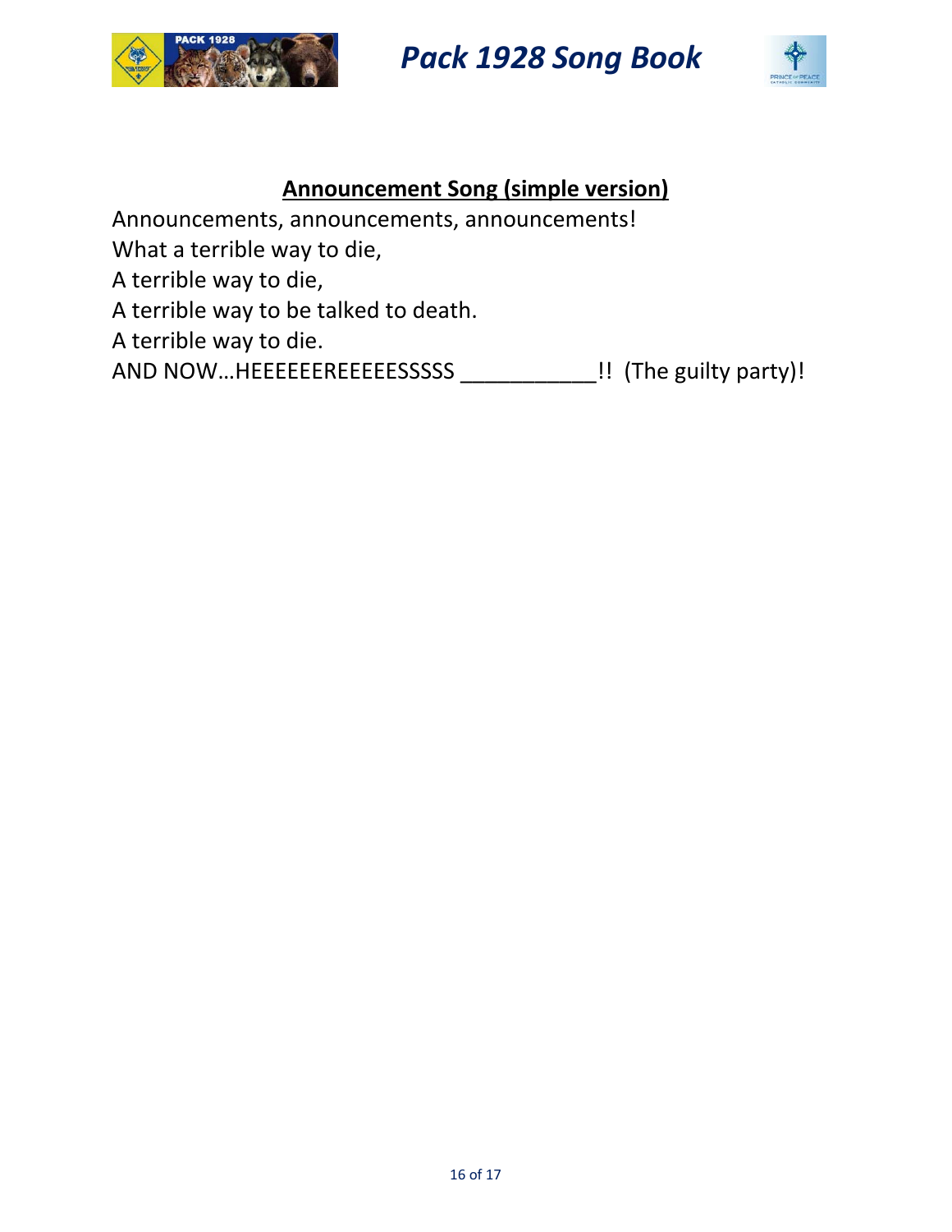## Announcement Song (simple version)

Announcements, announcements, announcements!
What a terrible way to die,
A terrible way to die,
A terrible way to be talked to death.
A terrible way to die.
AND NOW…HEEEEEEREEEEESSSSS ___________!! (The guilty party)!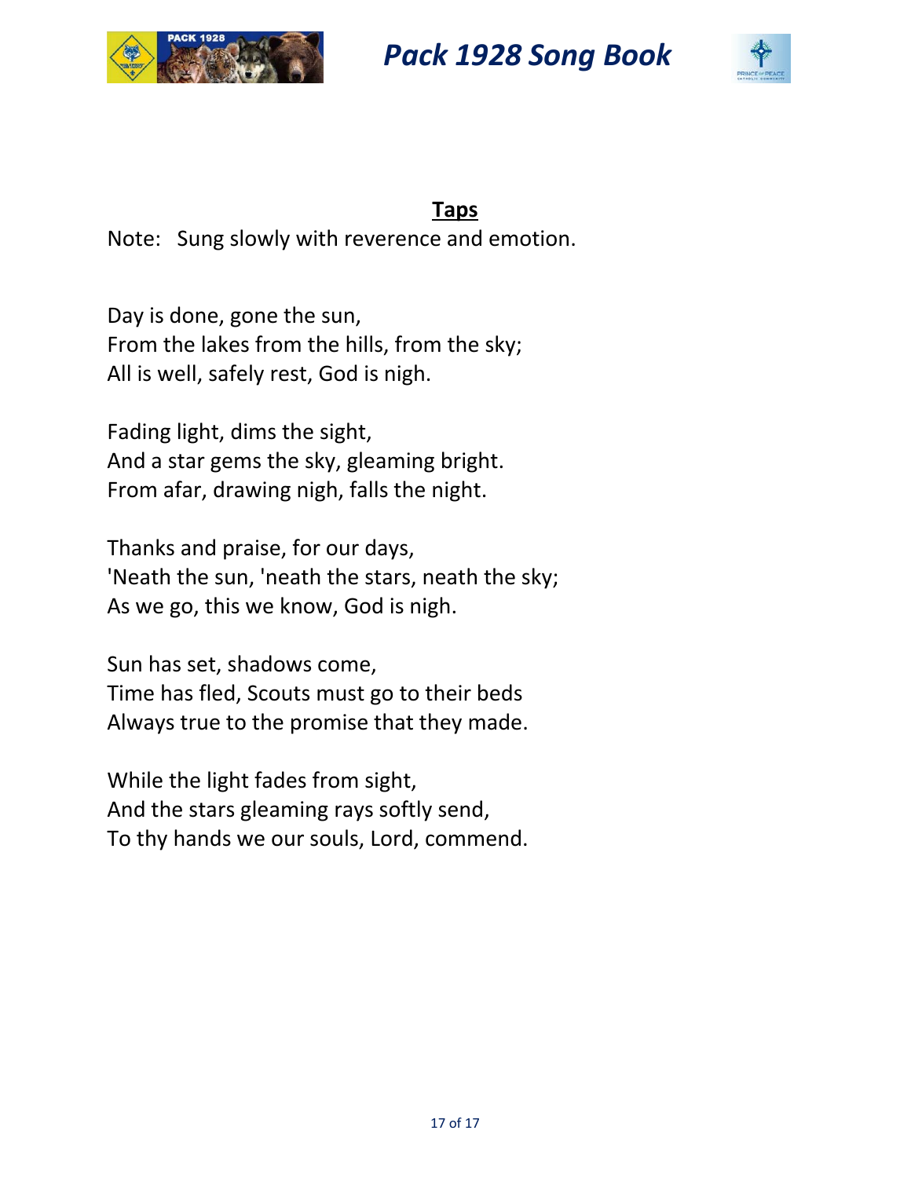## Taps

Note: Sung slowly with reverence and emotion.

Day is done, gone the sun,
From the lakes from the hills, from the sky;
All is well, safely rest, God is nigh.

Fading light, dims the sight,
And a star gems the sky, gleaming bright.
From afar, drawing nigh, falls the night.

Thanks and praise, for our days,
'Neath the sun, 'neath the stars, neath the sky;
As we go, this we know, God is nigh.

Sun has set, shadows come,
Time has fled, Scouts must go to their beds
Always true to the promise that they made.

While the light fades from sight,
And the stars gleaming rays softly send,
To thy hands we our souls, Lord, commend.